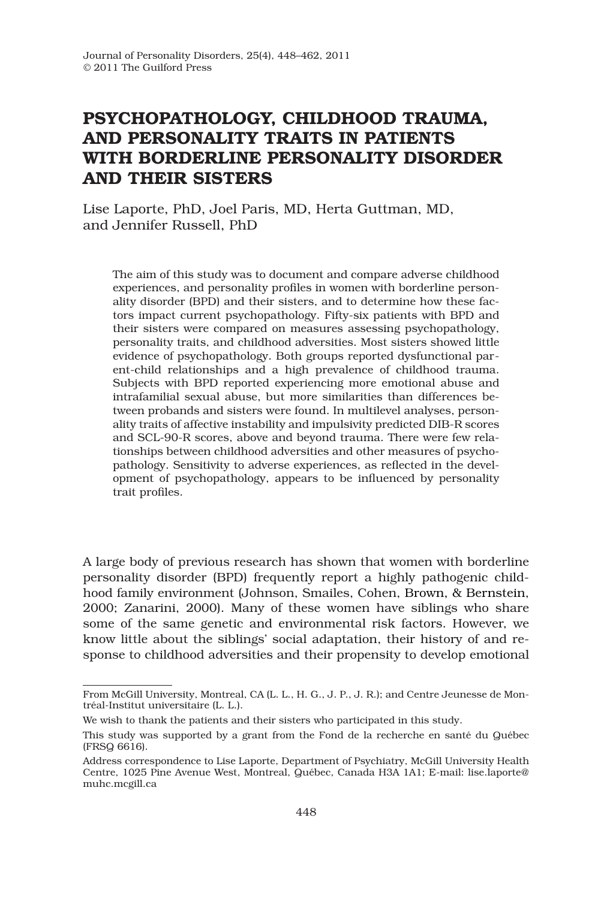# PSYCHOPATHOLOGY, CHILDHOOD TRAUMA, AND PERSONALITY TRAITS IN PATIENTS WITH BORDERLINE PERSONALITY DISORDER AND THEIR SISTERS

Lise Laporte, PhD, Joel Paris, MD, Herta Guttman, MD, and Jennifer Russell, PhD

The aim of this study was to document and compare adverse childhood experiences, and personality profiles in women with borderline personality disorder (BPD) and their sisters, and to determine how these factors impact current psychopathology. Fifty-six patients with BPD and their sisters were compared on measures assessing psychopathology, personality traits, and childhood adversities. Most sisters showed little evidence of psychopathology. Both groups reported dysfunctional parent-child relationships and a high prevalence of childhood trauma. Subjects with BPD reported experiencing more emotional abuse and intrafamilial sexual abuse, but more similarities than differences between probands and sisters were found. In multilevel analyses, personality traits of affective instability and impulsivity predicted DIB-R scores and SCL-90-R scores, above and beyond trauma. There were few relationships between childhood adversities and other measures of psychopathology. Sensitivity to adverse experiences, as reflected in the development of psychopathology, appears to be influenced by personality trait profiles.

A large body of previous research has shown that women with borderline personality disorder (BPD) frequently report a highly pathogenic childhood family environment (Johnson, Smailes, Cohen, Brown, & Bernstein, 2000; Zanarini, 2000). Many of these women have siblings who share some of the same genetic and environmental risk factors. However, we know little about the siblings' social adaptation, their history of and response to childhood adversities and their propensity to develop emotional

---

From McGill University, Montreal, CA (L. L., H. G., J. P., J. R.); and Centre Jeunesse de Montréal-Institut universitaire (L. L.).

We wish to thank the patients and their sisters who participated in this study.

This study was supported by a grant from the Fond de la recherche en santé du Québec (FRSQ 6616).

Address correspondence to Lise Laporte, Department of Psychiatry, McGill University Health Centre, 1025 Pine Avenue West, Montreal, Québec, Canada H3A 1A1; E-mail: lise.laporte@muhc.mcgill.ca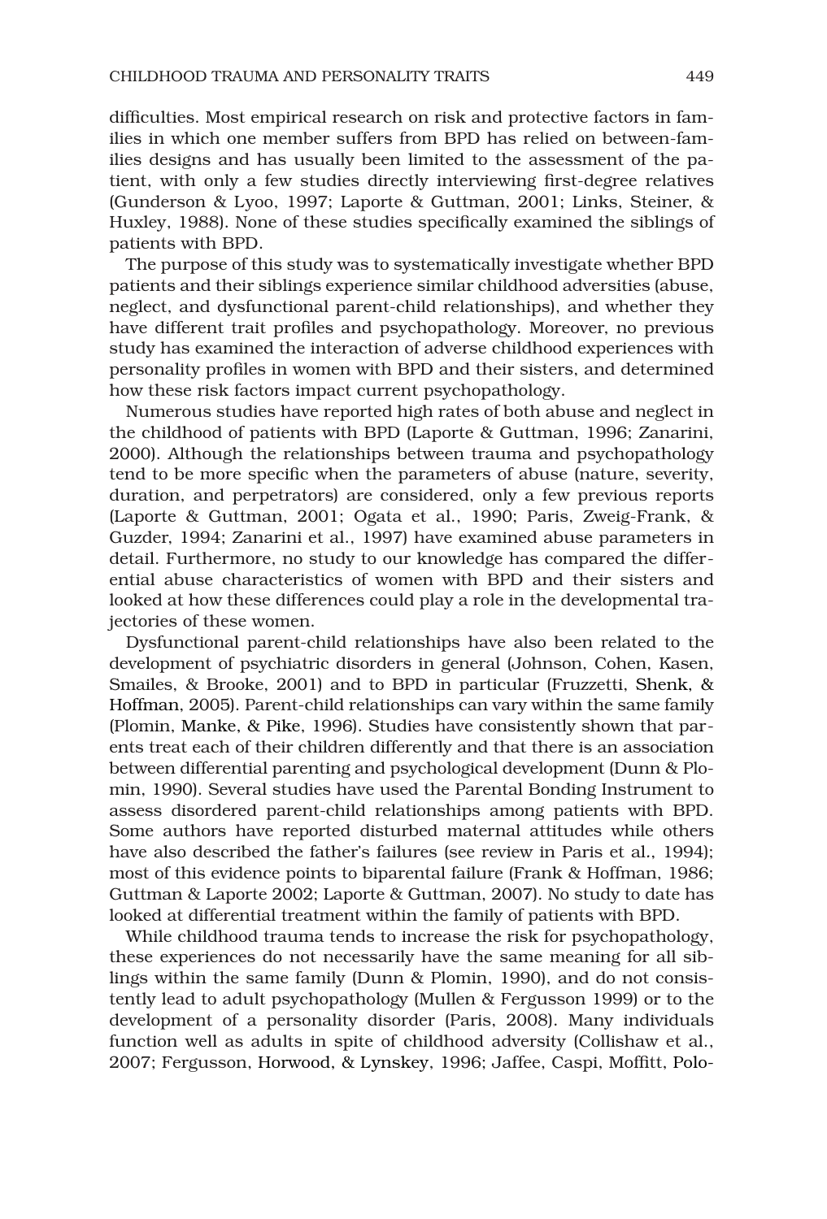difficulties. Most empirical research on risk and protective factors in families in which one member suffers from BPD has relied on between-families designs and has usually been limited to the assessment of the patient, with only a few studies directly interviewing first-degree relatives (Gunderson & Lyoo, 1997; Laporte & Guttman, 2001; Links, Steiner, & Huxley, 1988). None of these studies specifically examined the siblings of patients with BPD.

The purpose of this study was to systematically investigate whether BPD patients and their siblings experience similar childhood adversities (abuse, neglect, and dysfunctional parent-child relationships), and whether they have different trait profiles and psychopathology. Moreover, no previous study has examined the interaction of adverse childhood experiences with personality profiles in women with BPD and their sisters, and determined how these risk factors impact current psychopathology.

Numerous studies have reported high rates of both abuse and neglect in the childhood of patients with BPD (Laporte & Guttman, 1996; Zanarini, 2000). Although the relationships between trauma and psychopathology tend to be more specific when the parameters of abuse (nature, severity, duration, and perpetrators) are considered, only a few previous reports (Laporte & Guttman, 2001; Ogata et al., 1990; Paris, Zweig-Frank, & Guzder, 1994; Zanarini et al., 1997) have examined abuse parameters in detail. Furthermore, no study to our knowledge has compared the differential abuse characteristics of women with BPD and their sisters and looked at how these differences could play a role in the developmental trajectories of these women.

Dysfunctional parent-child relationships have also been related to the development of psychiatric disorders in general (Johnson, Cohen, Kasen, Smailes, & Brooke, 2001) and to BPD in particular (Fruzzetti, Shenk, & Hoffman, 2005). Parent-child relationships can vary within the same family (Plomin, Manke, & Pike, 1996). Studies have consistently shown that parents treat each of their children differently and that there is an association between differential parenting and psychological development (Dunn & Plomin, 1990). Several studies have used the Parental Bonding Instrument to assess disordered parent-child relationships among patients with BPD. Some authors have reported disturbed maternal attitudes while others have also described the father's failures (see review in Paris et al., 1994); most of this evidence points to biparental failure (Frank & Hoffman, 1986; Guttman & Laporte 2002; Laporte & Guttman, 2007). No study to date has looked at differential treatment within the family of patients with BPD.

While childhood trauma tends to increase the risk for psychopathology, these experiences do not necessarily have the same meaning for all siblings within the same family (Dunn & Plomin, 1990), and do not consistently lead to adult psychopathology (Mullen & Fergusson 1999) or to the development of a personality disorder (Paris, 2008). Many individuals function well as adults in spite of childhood adversity (Collishaw et al., 2007; Fergusson, Horwood, & Lynskey, 1996; Jaffee, Caspi, Moffitt, Polo-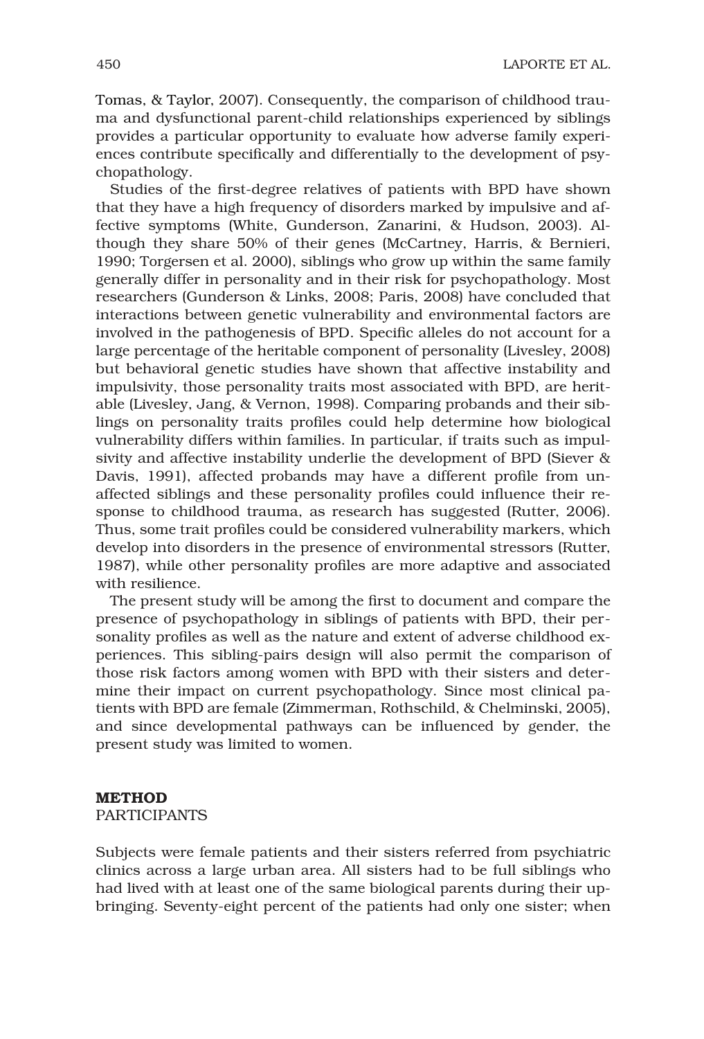Tomas, & Taylor, 2007). Consequently, the comparison of childhood trauma and dysfunctional parent-child relationships experienced by siblings provides a particular opportunity to evaluate how adverse family experiences contribute specifically and differentially to the development of psychopathology.

Studies of the first-degree relatives of patients with BPD have shown that they have a high frequency of disorders marked by impulsive and affective symptoms (White, Gunderson, Zanarini, & Hudson, 2003). Although they share 50% of their genes (McCartney, Harris, & Bernieri, 1990; Torgersen et al. 2000), siblings who grow up within the same family generally differ in personality and in their risk for psychopathology. Most researchers (Gunderson & Links, 2008; Paris, 2008) have concluded that interactions between genetic vulnerability and environmental factors are involved in the pathogenesis of BPD. Specific alleles do not account for a large percentage of the heritable component of personality (Livesley, 2008) but behavioral genetic studies have shown that affective instability and impulsivity, those personality traits most associated with BPD, are heritable (Livesley, Jang, & Vernon, 1998). Comparing probands and their siblings on personality traits profiles could help determine how biological vulnerability differs within families. In particular, if traits such as impulsivity and affective instability underlie the development of BPD (Siever & Davis, 1991), affected probands may have a different profile from unaffected siblings and these personality profiles could influence their response to childhood trauma, as research has suggested (Rutter, 2006). Thus, some trait profiles could be considered vulnerability markers, which develop into disorders in the presence of environmental stressors (Rutter, 1987), while other personality profiles are more adaptive and associated with resilience.

The present study will be among the first to document and compare the presence of psychopathology in siblings of patients with BPD, their personality profiles as well as the nature and extent of adverse childhood experiences. This sibling-pairs design will also permit the comparison of those risk factors among women with BPD with their sisters and determine their impact on current psychopathology. Since most clinical patients with BPD are female (Zimmerman, Rothschild, & Chelminski, 2005), and since developmental pathways can be influenced by gender, the present study was limited to women.

## METHOD

### PARTICIPANTS

Subjects were female patients and their sisters referred from psychiatric clinics across a large urban area. All sisters had to be full siblings who had lived with at least one of the same biological parents during their upbringing. Seventy-eight percent of the patients had only one sister; when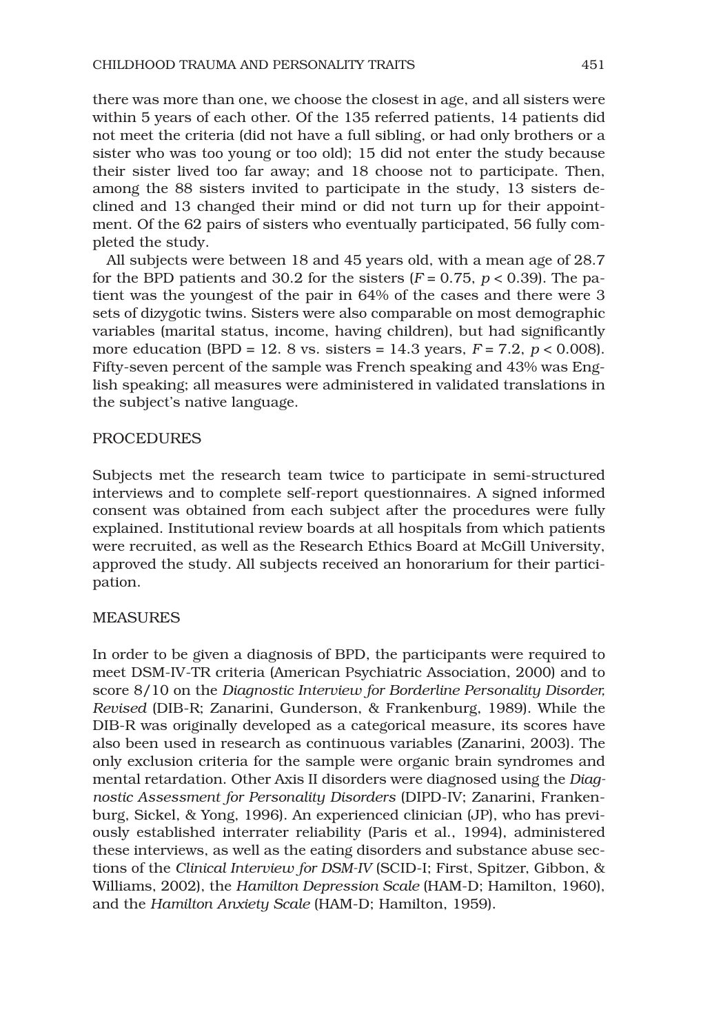there was more than one, we choose the closest in age, and all sisters were within 5 years of each other. Of the 135 referred patients, 14 patients did not meet the criteria (did not have a full sibling, or had only brothers or a sister who was too young or too old); 15 did not enter the study because their sister lived too far away; and 18 choose not to participate. Then, among the 88 sisters invited to participate in the study, 13 sisters declined and 13 changed their mind or did not turn up for their appointment. Of the 62 pairs of sisters who eventually participated, 56 fully completed the study.

All subjects were between 18 and 45 years old, with a mean age of 28.7 for the BPD patients and 30.2 for the sisters ($F = 0.75$, $p < 0.39$). The patient was the youngest of the pair in 64% of the cases and there were 3 sets of dizygotic twins. Sisters were also comparable on most demographic variables (marital status, income, having children), but had significantly more education (BPD = 12. 8 vs. sisters = 14.3 years, $F = 7.2$, $p < 0.008$). Fifty-seven percent of the sample was French speaking and 43% was English speaking; all measures were administered in validated translations in the subject's native language.

## PROCEDURES

Subjects met the research team twice to participate in semi-structured interviews and to complete self-report questionnaires. A signed informed consent was obtained from each subject after the procedures were fully explained. Institutional review boards at all hospitals from which patients were recruited, as well as the Research Ethics Board at McGill University, approved the study. All subjects received an honorarium for their participation.

## MEASURES

In order to be given a diagnosis of BPD, the participants were required to meet DSM-IV-TR criteria (American Psychiatric Association, 2000) and to score 8/10 on the *Diagnostic Interview for Borderline Personality Disorder, Revised* (DIB-R; Zanarini, Gunderson, & Frankenburg, 1989). While the DIB-R was originally developed as a categorical measure, its scores have also been used in research as continuous variables (Zanarini, 2003). The only exclusion criteria for the sample were organic brain syndromes and mental retardation. Other Axis II disorders were diagnosed using the *Diagnostic Assessment for Personality Disorders* (DIPD-IV; Zanarini, Frankenburg, Sickel, & Yong, 1996). An experienced clinician (JP), who has previously established interrater reliability (Paris et al., 1994), administered these interviews, as well as the eating disorders and substance abuse sections of the *Clinical Interview for DSM-IV* (SCID-I; First, Spitzer, Gibbon, & Williams, 2002), the *Hamilton Depression Scale* (HAM-D; Hamilton, 1960), and the *Hamilton Anxiety Scale* (HAM-D; Hamilton, 1959).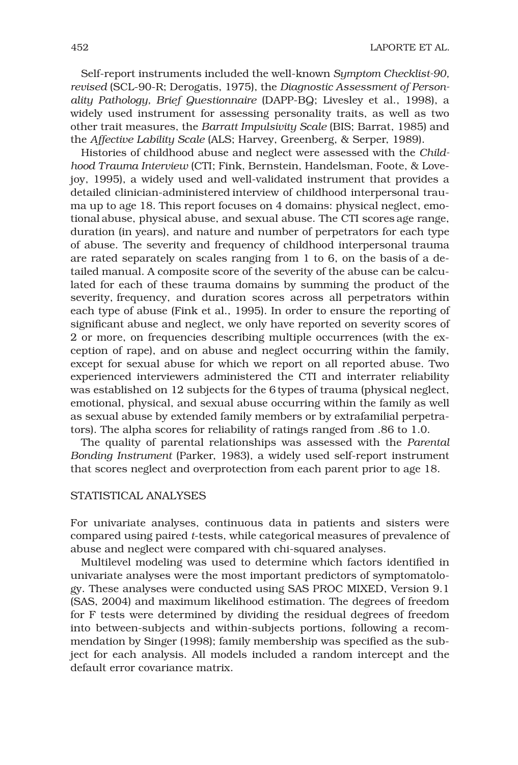Self-report instruments included the well-known *Symptom Checklist-90, revised* (SCL-90-R; Derogatis, 1975), the *Diagnostic Assessment of Personality Pathology, Brief Questionnaire* (DAPP-BQ; Livesley et al., 1998), a widely used instrument for assessing personality traits, as well as two other trait measures, the *Barratt Impulsivity Scale* (BIS; Barrat, 1985) and the *Affective Lability Scale* (ALS; Harvey, Greenberg, & Serper, 1989).

Histories of childhood abuse and neglect were assessed with the *Childhood Trauma Interview* (CTI; Fink, Bernstein, Handelsman, Foote, & Lovejoy, 1995), a widely used and well-validated instrument that provides a detailed clinician-administered interview of childhood interpersonal trauma up to age 18. This report focuses on 4 domains: physical neglect, emotional abuse, physical abuse, and sexual abuse. The CTI scores age range, duration (in years), and nature and number of perpetrators for each type of abuse. The severity and frequency of childhood interpersonal trauma are rated separately on scales ranging from 1 to 6, on the basis of a detailed manual. A composite score of the severity of the abuse can be calculated for each of these trauma domains by summing the product of the severity, frequency, and duration scores across all perpetrators within each type of abuse (Fink et al., 1995). In order to ensure the reporting of significant abuse and neglect, we only have reported on severity scores of 2 or more, on frequencies describing multiple occurrences (with the exception of rape), and on abuse and neglect occurring within the family, except for sexual abuse for which we report on all reported abuse. Two experienced interviewers administered the CTI and interrater reliability was established on 12 subjects for the 6 types of trauma (physical neglect, emotional, physical, and sexual abuse occurring within the family as well as sexual abuse by extended family members or by extrafamilial perpetrators). The alpha scores for reliability of ratings ranged from .86 to 1.0.

The quality of parental relationships was assessed with the *Parental Bonding Instrument* (Parker, 1983), a widely used self-report instrument that scores neglect and overprotection from each parent prior to age 18.

## STATISTICAL ANALYSES

For univariate analyses, continuous data in patients and sisters were compared using paired *t*-tests, while categorical measures of prevalence of abuse and neglect were compared with chi-squared analyses.

Multilevel modeling was used to determine which factors identified in univariate analyses were the most important predictors of symptomatology. These analyses were conducted using SAS PROC MIXED, Version 9.1 (SAS, 2004) and maximum likelihood estimation. The degrees of freedom for F tests were determined by dividing the residual degrees of freedom into between-subjects and within-subjects portions, following a recommendation by Singer (1998); family membership was specified as the subject for each analysis. All models included a random intercept and the default error covariance matrix.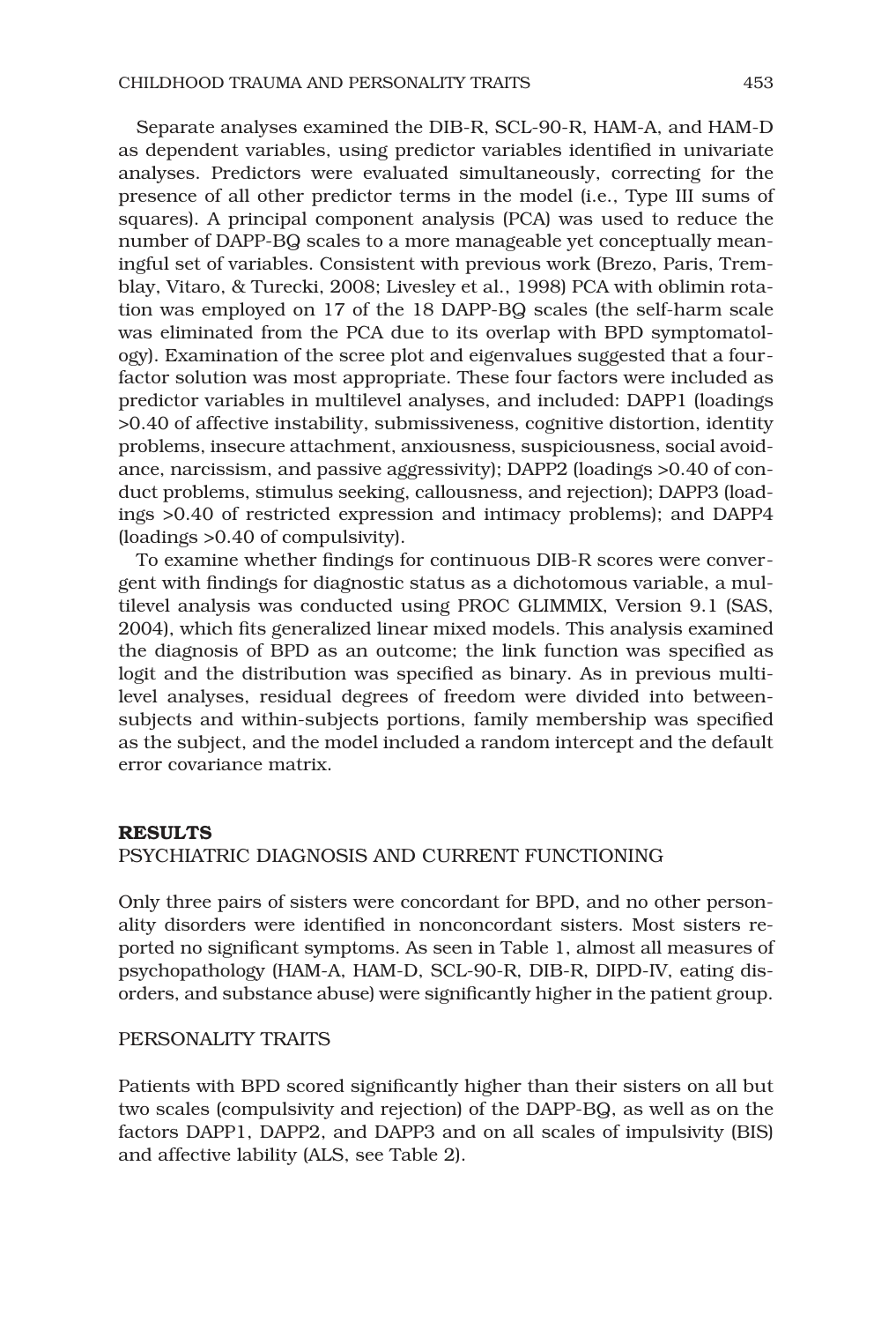Separate analyses examined the DIB-R, SCL-90-R, HAM-A, and HAM-D as dependent variables, using predictor variables identified in univariate analyses. Predictors were evaluated simultaneously, correcting for the presence of all other predictor terms in the model (i.e., Type III sums of squares). A principal component analysis (PCA) was used to reduce the number of DAPP-BQ scales to a more manageable yet conceptually meaningful set of variables. Consistent with previous work (Brezo, Paris, Tremblay, Vitaro, & Turecki, 2008; Livesley et al., 1998) PCA with oblimin rotation was employed on 17 of the 18 DAPP-BQ scales (the self-harm scale was eliminated from the PCA due to its overlap with BPD symptomatology). Examination of the scree plot and eigenvalues suggested that a four-factor solution was most appropriate. These four factors were included as predictor variables in multilevel analyses, and included: DAPP1 (loadings >0.40 of affective instability, submissiveness, cognitive distortion, identity problems, insecure attachment, anxiousness, suspiciousness, social avoidance, narcissism, and passive aggressivity); DAPP2 (loadings >0.40 of conduct problems, stimulus seeking, callousness, and rejection); DAPP3 (loadings >0.40 of restricted expression and intimacy problems); and DAPP4 (loadings >0.40 of compulsivity).

To examine whether findings for continuous DIB-R scores were convergent with findings for diagnostic status as a dichotomous variable, a multilevel analysis was conducted using PROC GLIMMIX, Version 9.1 (SAS, 2004), which fits generalized linear mixed models. This analysis examined the diagnosis of BPD as an outcome; the link function was specified as logit and the distribution was specified as binary. As in previous multilevel analyses, residual degrees of freedom were divided into between-subjects and within-subjects portions, family membership was specified as the subject, and the model included a random intercept and the default error covariance matrix.

## RESULTS

### PSYCHIATRIC DIAGNOSIS AND CURRENT FUNCTIONING

Only three pairs of sisters were concordant for BPD, and no other personality disorders were identified in nonconcordant sisters. Most sisters reported no significant symptoms. As seen in Table 1, almost all measures of psychopathology (HAM-A, HAM-D, SCL-90-R, DIB-R, DIPD-IV, eating disorders, and substance abuse) were significantly higher in the patient group.

### PERSONALITY TRAITS

Patients with BPD scored significantly higher than their sisters on all but two scales (compulsivity and rejection) of the DAPP-BQ, as well as on the factors DAPP1, DAPP2, and DAPP3 and on all scales of impulsivity (BIS) and affective lability (ALS, see Table 2).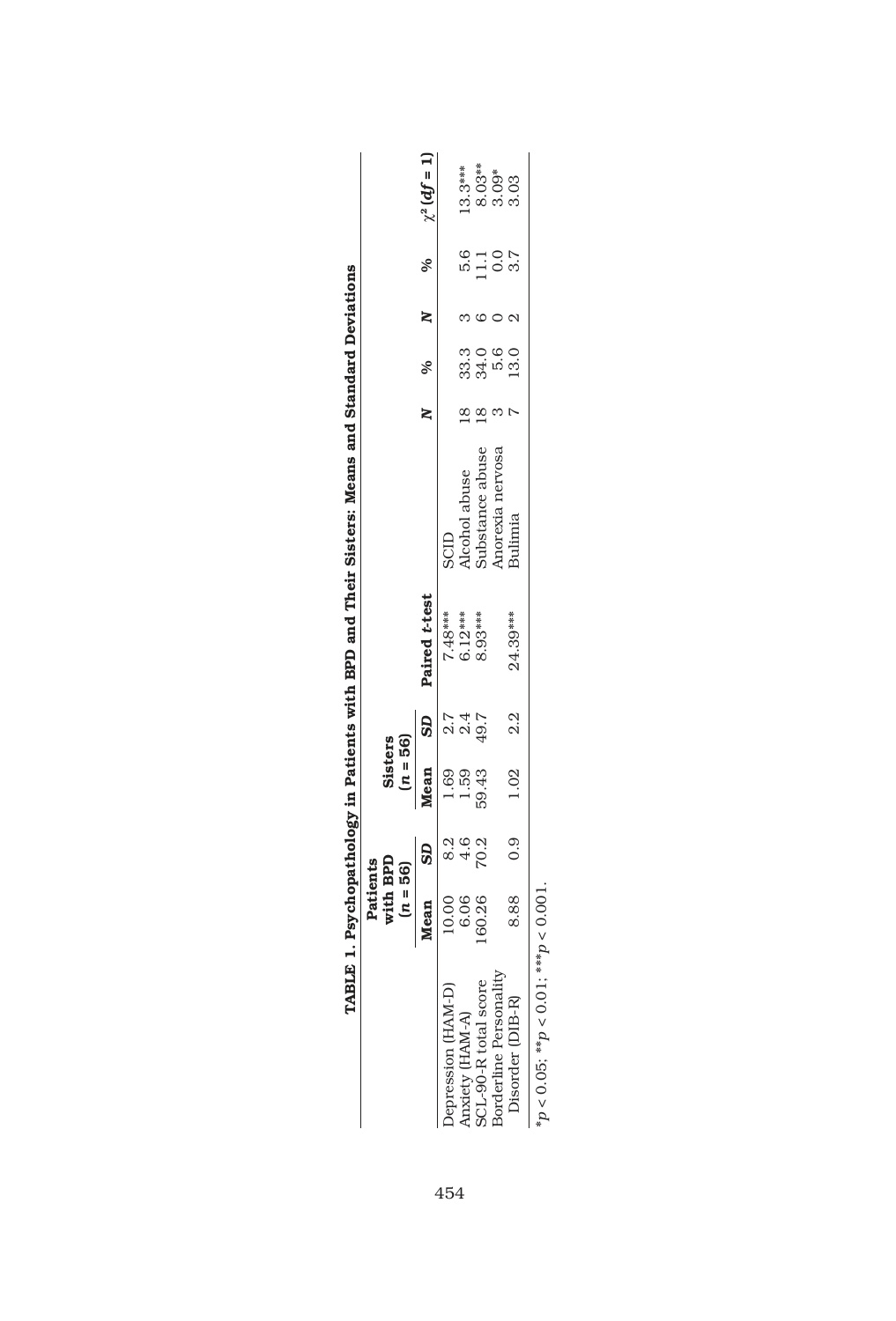**TABLE 1. Psychopathology in Patients with BPD and Their Sisters: Means and Standard Deviations**

| | Patients with BPD ($n$ = 56) | | Sisters ($n$ = 56) | | | | | | | | |
|---|---|---|---|---|---|---|---|---|---|---|---|
| | Mean | *SD* | Mean | *SD* | Paired *t*-test | | *N* | % | *N* | % | $\chi^2$ ($df$ = 1) |
| Depression (HAM-D) | 10.00 | 8.2 | 1.69 | 2.7 | 7.48*** | SCID | | | | | |
| Anxiety (HAM-A) | 6.06 | 4.6 | 1.59 | 2.4 | 6.12*** | Alcohol abuse | 18 | 33.3 | 3 | 5.6 | 13.3*** |
| SCL-90-R total score | 160.26 | 70.2 | 59.43 | 49.7 | 8.93*** | Substance abuse | 18 | 34.0 | 6 | 11.1 | 8.03** |
| Borderline Personality | | | | | | Anorexia nervosa | 3 | 5.6 | 0 | 0.0 | 3.09* |
| Disorder (DIB-R) | 8.88 | 0.9 | 1.02 | 2.2 | 24.39*** | Bulimia | 7 | 13.0 | 2 | 3.7 | 3.03 |

*$p < 0.05$; **$p < 0.01$; ***$p < 0.001$.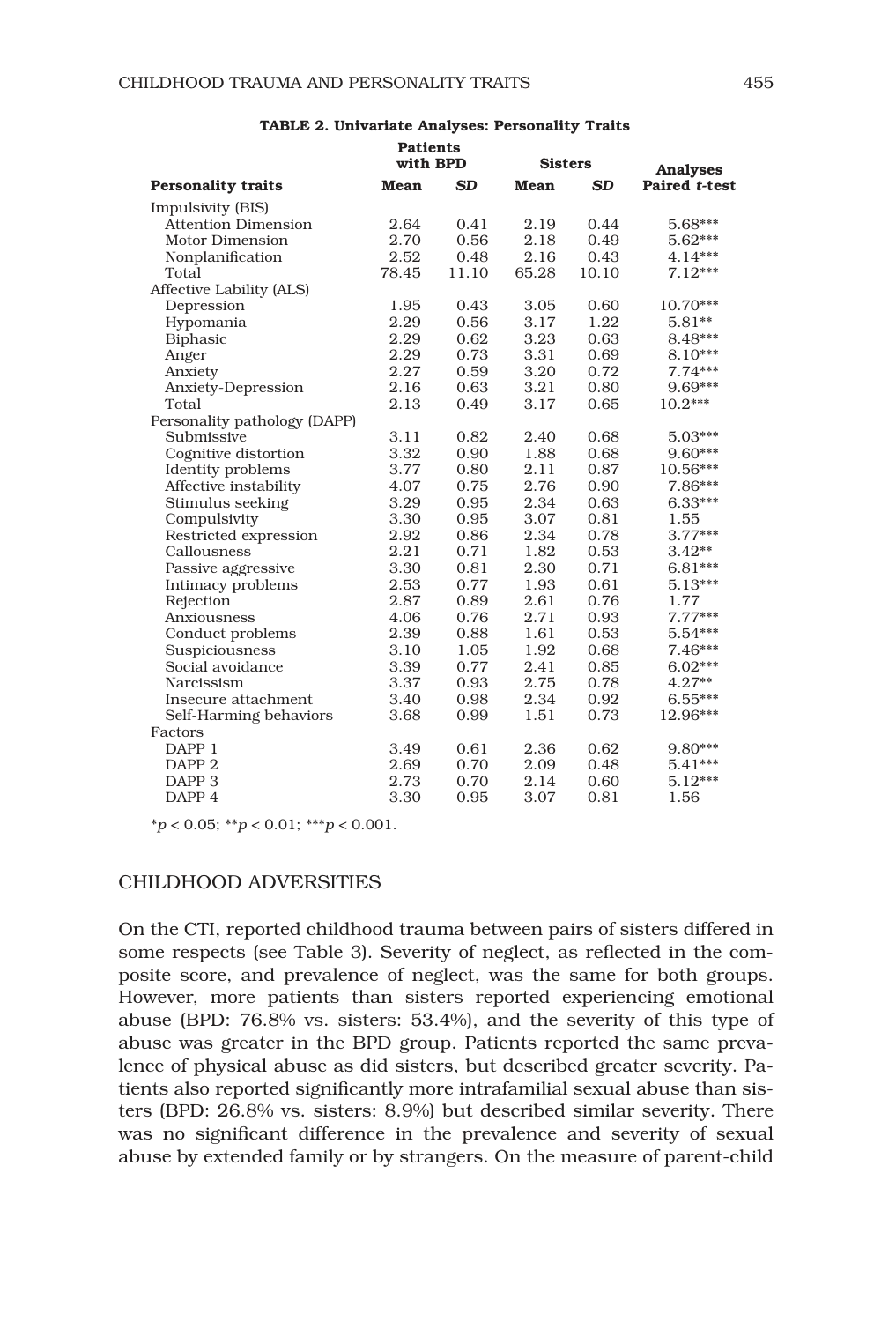**TABLE 2. Univariate Analyses: Personality Traits**

| Personality traits | Patients with BPD | | Sisters | | Analyses |
|---|---|---|---|---|---|
| | Mean | *SD* | Mean | *SD* | Paired *t*-test |
| Impulsivity (BIS) | | | | | |
| Attention Dimension | 2.64 | 0.41 | 2.19 | 0.44 | 5.68*** |
| Motor Dimension | 2.70 | 0.56 | 2.18 | 0.49 | 5.62*** |
| Nonplanification | 2.52 | 0.48 | 2.16 | 0.43 | 4.14*** |
| Total | 78.45 | 11.10 | 65.28 | 10.10 | 7.12*** |
| Affective Lability (ALS) | | | | | |
| Depression | 1.95 | 0.43 | 3.05 | 0.60 | 10.70*** |
| Hypomania | 2.29 | 0.56 | 3.17 | 1.22 | 5.81** |
| Biphasic | 2.29 | 0.62 | 3.23 | 0.63 | 8.48*** |
| Anger | 2.29 | 0.73 | 3.31 | 0.69 | 8.10*** |
| Anxiety | 2.27 | 0.59 | 3.20 | 0.72 | 7.74*** |
| Anxiety-Depression | 2.16 | 0.63 | 3.21 | 0.80 | 9.69*** |
| Total | 2.13 | 0.49 | 3.17 | 0.65 | 10.2*** |
| Personality pathology (DAPP) | | | | | |
| Submissive | 3.11 | 0.82 | 2.40 | 0.68 | 5.03*** |
| Cognitive distortion | 3.32 | 0.90 | 1.88 | 0.68 | 9.60*** |
| Identity problems | 3.77 | 0.80 | 2.11 | 0.87 | 10.56*** |
| Affective instability | 4.07 | 0.75 | 2.76 | 0.90 | 7.86*** |
| Stimulus seeking | 3.29 | 0.95 | 2.34 | 0.63 | 6.33*** |
| Compulsivity | 3.30 | 0.95 | 3.07 | 0.81 | 1.55 |
| Restricted expression | 2.92 | 0.86 | 2.34 | 0.78 | 3.77*** |
| Callousness | 2.21 | 0.71 | 1.82 | 0.53 | 3.42** |
| Passive aggressive | 3.30 | 0.81 | 2.30 | 0.71 | 6.81*** |
| Intimacy problems | 2.53 | 0.77 | 1.93 | 0.61 | 5.13*** |
| Rejection | 2.87 | 0.89 | 2.61 | 0.76 | 1.77 |
| Anxiousness | 4.06 | 0.76 | 2.71 | 0.93 | 7.77*** |
| Conduct problems | 2.39 | 0.88 | 1.61 | 0.53 | 5.54*** |
| Suspiciousness | 3.10 | 1.05 | 1.92 | 0.68 | 7.46*** |
| Social avoidance | 3.39 | 0.77 | 2.41 | 0.85 | 6.02*** |
| Narcissism | 3.37 | 0.93 | 2.75 | 0.78 | 4.27** |
| Insecure attachment | 3.40 | 0.98 | 2.34 | 0.92 | 6.55*** |
| Self-Harming behaviors | 3.68 | 0.99 | 1.51 | 0.73 | 12.96*** |
| Factors | | | | | |
| DAPP 1 | 3.49 | 0.61 | 2.36 | 0.62 | 9.80*** |
| DAPP 2 | 2.69 | 0.70 | 2.09 | 0.48 | 5.41*** |
| DAPP 3 | 2.73 | 0.70 | 2.14 | 0.60 | 5.12*** |
| DAPP 4 | 3.30 | 0.95 | 3.07 | 0.81 | 1.56 |

*$p < 0.05$; **$p < 0.01$; ***$p < 0.001$.

## CHILDHOOD ADVERSITIES

On the CTI, reported childhood trauma between pairs of sisters differed in some respects (see Table 3). Severity of neglect, as reflected in the composite score, and prevalence of neglect, was the same for both groups. However, more patients than sisters reported experiencing emotional abuse (BPD: 76.8% vs. sisters: 53.4%), and the severity of this type of abuse was greater in the BPD group. Patients reported the same prevalence of physical abuse as did sisters, but described greater severity. Patients also reported significantly more intrafamilial sexual abuse than sisters (BPD: 26.8% vs. sisters: 8.9%) but described similar severity. There was no significant difference in the prevalence and severity of sexual abuse by extended family or by strangers. On the measure of parent-child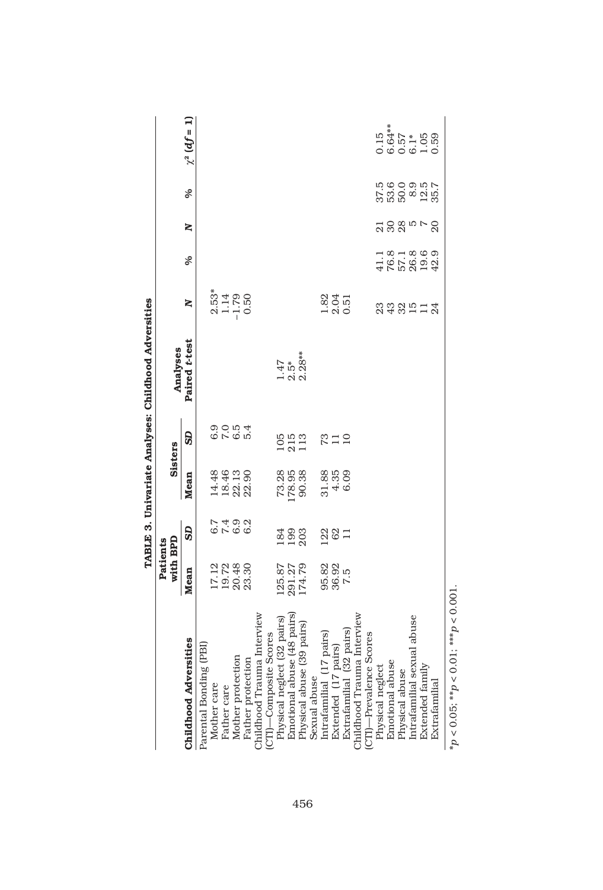**TABLE 3. Univariate Analyses: Childhood Adversities**

| Childhood Adversities | Patients with BPD | | Sisters | | Analyses | | | | | |
|---|---|---|---|---|---|---|---|---|---|---|
| | Mean | SD | Mean | SD | Paired t-test | N | % | N | % | $\chi^2$ ($df = 1$) |
| Parental Bonding (PBI) | | | | | | | | | | |
| Mother care | 17.12 | 6.7 | 14.48 | 6.9 | | 2.53* | | | | |
| Father care | 19.72 | 7.4 | 18.46 | 7.0 | | 1.14 | | | | |
| Mother protection | 20.48 | 6.9 | 22.13 | 6.5 | | −1.79 | | | | |
| Father protection | 23.30 | 6.2 | 22.90 | 5.4 | | 0.50 | | | | |
| Childhood Trauma Interview (CTI)—Composite Scores | | | | | | | | | | |
| Physical neglect (32 pairs) | 125.87 | 184 | 73.28 | 105 | 1.47 | | | | | |
| Emotional abuse (48 pairs) | 291.27 | 199 | 178.95 | 215 | 2.5* | | | | | |
| Physical abuse (39 pairs) | 174.79 | 203 | 90.38 | 113 | 2.28** | | | | | |
| Sexual abuse | | | | | | | | | | |
| Intrafamilial (17 pairs) | 95.82 | 122 | 31.88 | 73 | | 1.82 | | | | |
| Extended (17 pairs) | 36.92 | 62 | 4.35 | 11 | | 2.04 | | | | |
| Extrafamilial (32 pairs) | 7.5 | 11 | 6.09 | 10 | | 0.51 | | | | |
| Childhood Trauma Interview (CTI)—Prevalence Scores | | | | | | | | | | |
| Physical neglect | | | | | | 23 | 41.1 | 21 | 37.5 | 0.15 |
| Emotional abuse | | | | | | 43 | 76.8 | 30 | 53.6 | 6.64** |
| Physical abuse | | | | | | 32 | 57.1 | 28 | 50.0 | 0.57 |
| Intrafamilial sexual abuse | | | | | | 15 | 26.8 | 5 | 8.9 | 6.1* |
| Extended family | | | | | | 11 | 19.6 | 7 | 12.5 | 1.05 |
| Extrafamilial | | | | | | 24 | 42.9 | 20 | 35.7 | 0.59 |

*$p < 0.05$; **$p < 0.01$; ***$p < 0.001$.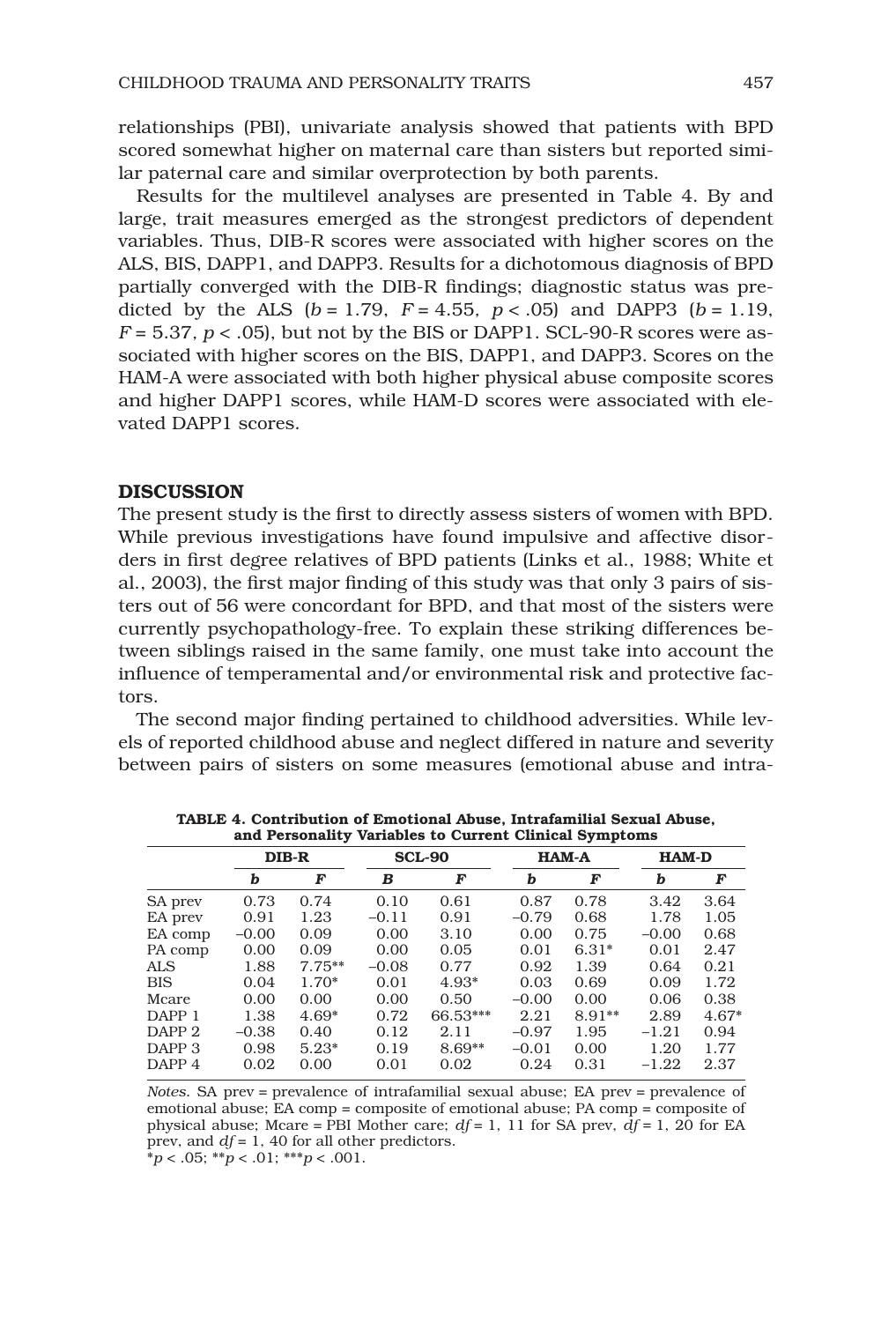relationships (PBI), univariate analysis showed that patients with BPD scored somewhat higher on maternal care than sisters but reported similar paternal care and similar overprotection by both parents.

Results for the multilevel analyses are presented in Table 4. By and large, trait measures emerged as the strongest predictors of dependent variables. Thus, DIB-R scores were associated with higher scores on the ALS, BIS, DAPP1, and DAPP3. Results for a dichotomous diagnosis of BPD partially converged with the DIB-R findings; diagnostic status was predicted by the ALS ($b = 1.79$, $F = 4.55$, $p < .05$) and DAPP3 ($b = 1.19$, $F = 5.37$, $p < .05$), but not by the BIS or DAPP1. SCL-90-R scores were associated with higher scores on the BIS, DAPP1, and DAPP3. Scores on the HAM-A were associated with both higher physical abuse composite scores and higher DAPP1 scores, while HAM-D scores were associated with elevated DAPP1 scores.

## DISCUSSION

The present study is the first to directly assess sisters of women with BPD. While previous investigations have found impulsive and affective disorders in first degree relatives of BPD patients (Links et al., 1988; White et al., 2003), the first major finding of this study was that only 3 pairs of sisters out of 56 were concordant for BPD, and that most of the sisters were currently psychopathology-free. To explain these striking differences between siblings raised in the same family, one must take into account the influence of temperamental and/or environmental risk and protective factors.

The second major finding pertained to childhood adversities. While levels of reported childhood abuse and neglect differed in nature and severity between pairs of sisters on some measures (emotional abuse and intra-

**TABLE 4. Contribution of Emotional Abuse, Intrafamilial Sexual Abuse, and Personality Variables to Current Clinical Symptoms**

| | DIB-R | | SCL-90 | | HAM-A | | HAM-D | |
|---|---|---|---|---|---|---|---|---|
| | *b* | *F* | *B* | *F* | *b* | *F* | *b* | *F* |
| SA prev | 0.73 | 0.74 | 0.10 | 0.61 | 0.87 | 0.78 | 3.42 | 3.64 |
| EA prev | 0.91 | 1.23 | –0.11 | 0.91 | –0.79 | 0.68 | 1.78 | 1.05 |
| EA comp | –0.00 | 0.09 | 0.00 | 3.10 | 0.00 | 0.75 | –0.00 | 0.68 |
| PA comp | 0.00 | 0.09 | 0.00 | 0.05 | 0.01 | 6.31* | 0.01 | 2.47 |
| ALS | 1.88 | 7.75** | –0.08 | 0.77 | 0.92 | 1.39 | 0.64 | 0.21 |
| BIS | 0.04 | 1.70* | 0.01 | 4.93* | 0.03 | 0.69 | 0.09 | 1.72 |
| Mcare | 0.00 | 0.00 | 0.00 | 0.50 | –0.00 | 0.00 | 0.06 | 0.38 |
| DAPP 1 | 1.38 | 4.69* | 0.72 | 66.53*** | 2.21 | 8.91** | 2.89 | 4.67* |
| DAPP 2 | –0.38 | 0.40 | 0.12 | 2.11 | –0.97 | 1.95 | –1.21 | 0.94 |
| DAPP 3 | 0.98 | 5.23* | 0.19 | 8.69** | –0.01 | 0.00 | 1.20 | 1.77 |
| DAPP 4 | 0.02 | 0.00 | 0.01 | 0.02 | 0.24 | 0.31 | –1.22 | 2.37 |

*Notes.* SA prev = prevalence of intrafamilial sexual abuse; EA prev = prevalence of emotional abuse; EA comp = composite of emotional abuse; PA comp = composite of physical abuse; Mcare = PBI Mother care; $df = 1, 11$ for SA prev, $df = 1, 20$ for EA prev, and $df = 1, 40$ for all other predictors.
$^{*}p < .05$; $^{**}p < .01$; $^{***}p < .001$.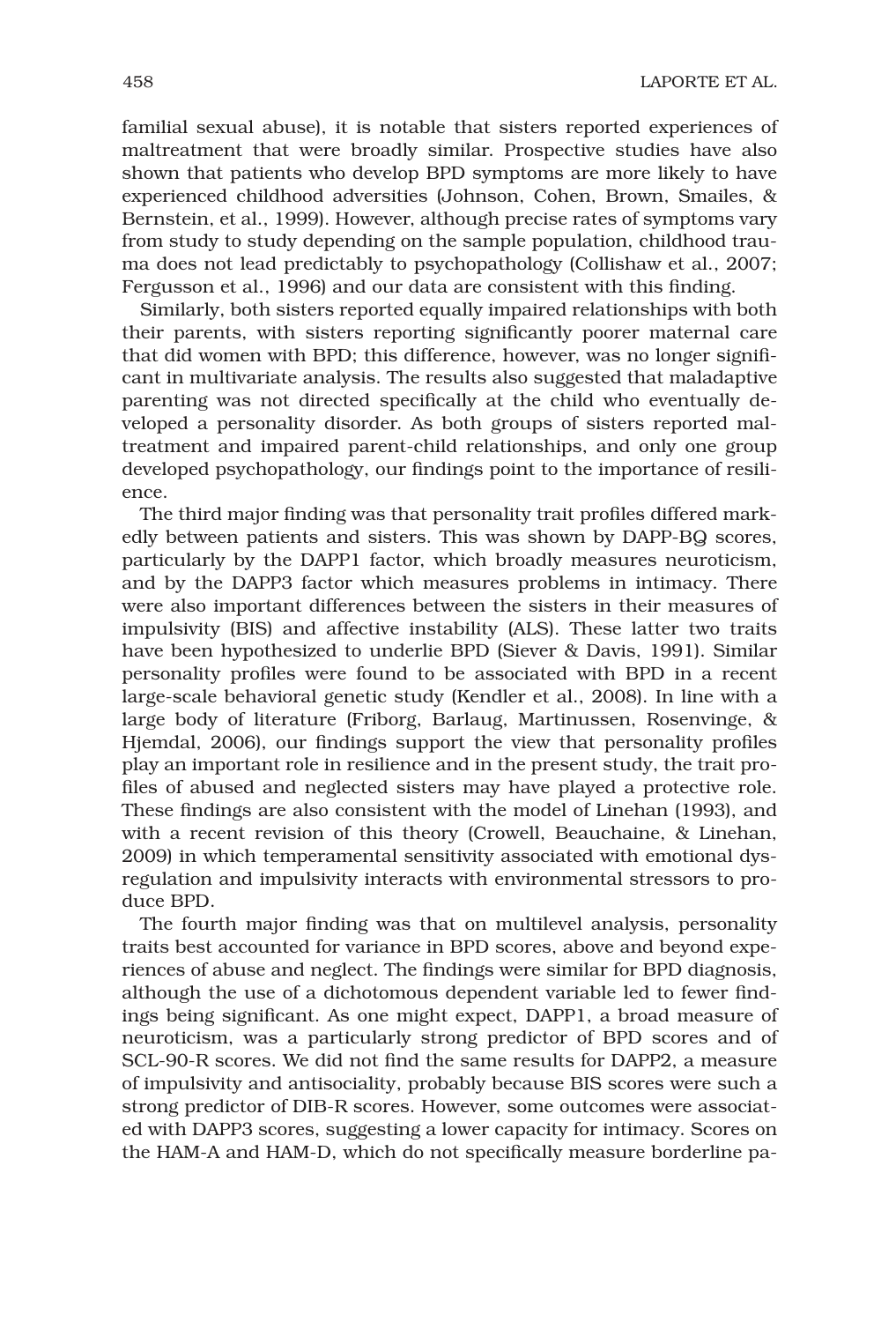familial sexual abuse), it is notable that sisters reported experiences of maltreatment that were broadly similar. Prospective studies have also shown that patients who develop BPD symptoms are more likely to have experienced childhood adversities (Johnson, Cohen, Brown, Smailes, & Bernstein, et al., 1999). However, although precise rates of symptoms vary from study to study depending on the sample population, childhood trauma does not lead predictably to psychopathology (Collishaw et al., 2007; Fergusson et al., 1996) and our data are consistent with this finding.

Similarly, both sisters reported equally impaired relationships with both their parents, with sisters reporting significantly poorer maternal care that did women with BPD; this difference, however, was no longer significant in multivariate analysis. The results also suggested that maladaptive parenting was not directed specifically at the child who eventually developed a personality disorder. As both groups of sisters reported maltreatment and impaired parent-child relationships, and only one group developed psychopathology, our findings point to the importance of resilience.

The third major finding was that personality trait profiles differed markedly between patients and sisters. This was shown by DAPP-BQ scores, particularly by the DAPP1 factor, which broadly measures neuroticism, and by the DAPP3 factor which measures problems in intimacy. There were also important differences between the sisters in their measures of impulsivity (BIS) and affective instability (ALS). These latter two traits have been hypothesized to underlie BPD (Siever & Davis, 1991). Similar personality profiles were found to be associated with BPD in a recent large-scale behavioral genetic study (Kendler et al., 2008). In line with a large body of literature (Friborg, Barlaug, Martinussen, Rosenvinge, & Hjemdal, 2006), our findings support the view that personality profiles play an important role in resilience and in the present study, the trait profiles of abused and neglected sisters may have played a protective role. These findings are also consistent with the model of Linehan (1993), and with a recent revision of this theory (Crowell, Beauchaine, & Linehan, 2009) in which temperamental sensitivity associated with emotional dysregulation and impulsivity interacts with environmental stressors to produce BPD.

The fourth major finding was that on multilevel analysis, personality traits best accounted for variance in BPD scores, above and beyond experiences of abuse and neglect. The findings were similar for BPD diagnosis, although the use of a dichotomous dependent variable led to fewer findings being significant. As one might expect, DAPP1, a broad measure of neuroticism, was a particularly strong predictor of BPD scores and of SCL-90-R scores. We did not find the same results for DAPP2, a measure of impulsivity and antisociality, probably because BIS scores were such a strong predictor of DIB-R scores. However, some outcomes were associated with DAPP3 scores, suggesting a lower capacity for intimacy. Scores on the HAM-A and HAM-D, which do not specifically measure borderline pa-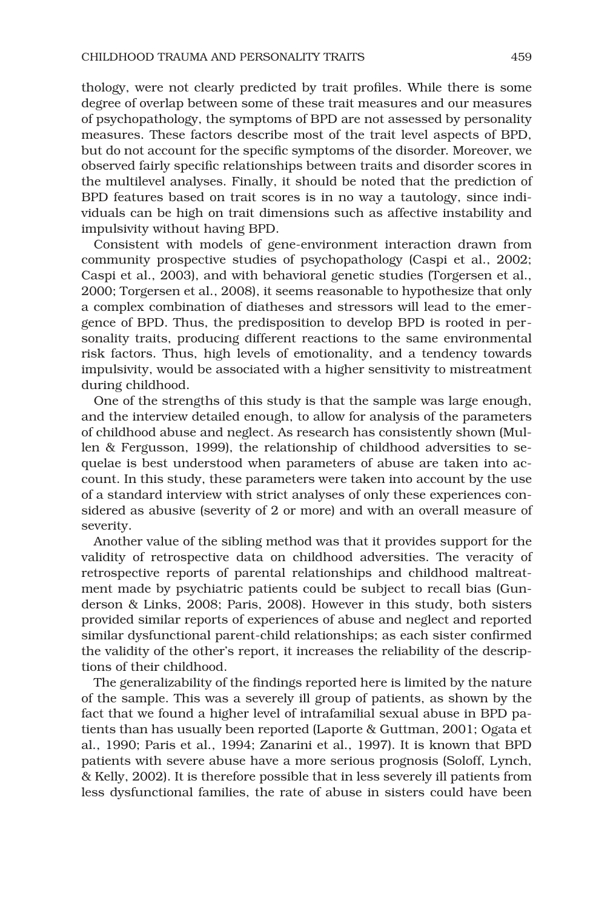thology, were not clearly predicted by trait profiles. While there is some degree of overlap between some of these trait measures and our measures of psychopathology, the symptoms of BPD are not assessed by personality measures. These factors describe most of the trait level aspects of BPD, but do not account for the specific symptoms of the disorder. Moreover, we observed fairly specific relationships between traits and disorder scores in the multilevel analyses. Finally, it should be noted that the prediction of BPD features based on trait scores is in no way a tautology, since individuals can be high on trait dimensions such as affective instability and impulsivity without having BPD.

Consistent with models of gene-environment interaction drawn from community prospective studies of psychopathology (Caspi et al., 2002; Caspi et al., 2003), and with behavioral genetic studies (Torgersen et al., 2000; Torgersen et al., 2008), it seems reasonable to hypothesize that only a complex combination of diatheses and stressors will lead to the emergence of BPD. Thus, the predisposition to develop BPD is rooted in personality traits, producing different reactions to the same environmental risk factors. Thus, high levels of emotionality, and a tendency towards impulsivity, would be associated with a higher sensitivity to mistreatment during childhood.

One of the strengths of this study is that the sample was large enough, and the interview detailed enough, to allow for analysis of the parameters of childhood abuse and neglect. As research has consistently shown (Mullen & Fergusson, 1999), the relationship of childhood adversities to sequelae is best understood when parameters of abuse are taken into account. In this study, these parameters were taken into account by the use of a standard interview with strict analyses of only these experiences considered as abusive (severity of 2 or more) and with an overall measure of severity.

Another value of the sibling method was that it provides support for the validity of retrospective data on childhood adversities. The veracity of retrospective reports of parental relationships and childhood maltreatment made by psychiatric patients could be subject to recall bias (Gunderson & Links, 2008; Paris, 2008). However in this study, both sisters provided similar reports of experiences of abuse and neglect and reported similar dysfunctional parent-child relationships; as each sister confirmed the validity of the other's report, it increases the reliability of the descriptions of their childhood.

The generalizability of the findings reported here is limited by the nature of the sample. This was a severely ill group of patients, as shown by the fact that we found a higher level of intrafamilial sexual abuse in BPD patients than has usually been reported (Laporte & Guttman, 2001; Ogata et al., 1990; Paris et al., 1994; Zanarini et al., 1997). It is known that BPD patients with severe abuse have a more serious prognosis (Soloff, Lynch, & Kelly, 2002). It is therefore possible that in less severely ill patients from less dysfunctional families, the rate of abuse in sisters could have been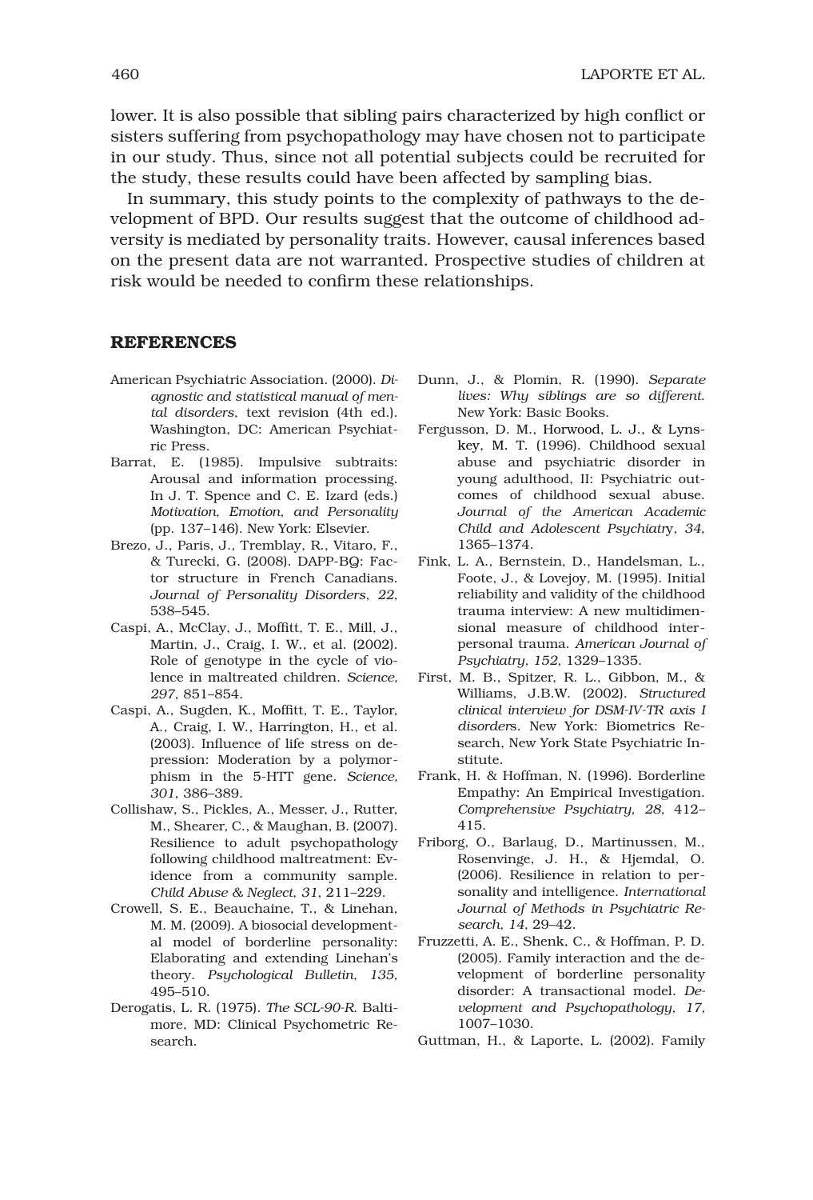lower. It is also possible that sibling pairs characterized by high conflict or sisters suffering from psychopathology may have chosen not to participate in our study. Thus, since not all potential subjects could be recruited for the study, these results could have been affected by sampling bias.

In summary, this study points to the complexity of pathways to the development of BPD. Our results suggest that the outcome of childhood adversity is mediated by personality traits. However, causal inferences based on the present data are not warranted. Prospective studies of children at risk would be needed to confirm these relationships.

## REFERENCES

American Psychiatric Association. (2000). *Diagnostic and statistical manual of mental disorders*, text revision (4th ed.). Washington, DC: American Psychiatric Press.

Barrat, E. (1985). Impulsive subtraits: Arousal and information processing. In J. T. Spence and C. E. Izard (eds.) *Motivation, Emotion, and Personality* (pp. 137–146). New York: Elsevier.

Brezo, J., Paris, J., Tremblay, R., Vitaro, F., & Turecki, G. (2008). DAPP-BQ: Factor structure in French Canadians. *Journal of Personality Disorders*, *22*, 538–545.

Caspi, A., McClay, J., Moffitt, T. E., Mill, J., Martin, J., Craig, I. W., et al. (2002). Role of genotype in the cycle of violence in maltreated children. *Science, 297*, 851–854.

Caspi, A., Sugden, K., Moffitt, T. E., Taylor, A., Craig, I. W., Harrington, H., et al. (2003). Influence of life stress on depression: Moderation by a polymorphism in the 5-HTT gene. *Science, 301*, 386–389.

Collishaw, S., Pickles, A., Messer, J., Rutter, M., Shearer, C., & Maughan, B. (2007). Resilience to adult psychopathology following childhood maltreatment: Evidence from a community sample. *Child Abuse & Neglect*, *31*, 211–229.

Crowell, S. E., Beauchaine, T., & Linehan, M. M. (2009). A biosocial developmental model of borderline personality: Elaborating and extending Linehan's theory. *Psychological Bulletin, 135*, 495–510.

Derogatis, L. R. (1975). *The SCL-90-R*. Baltimore, MD: Clinical Psychometric Research.

Dunn, J., & Plomin, R. (1990). *Separate lives: Why siblings are so different.* New York: Basic Books.

Fergusson, D. M., Horwood, L. J., & Lynskey, M. T. (1996). Childhood sexual abuse and psychiatric disorder in young adulthood, II: Psychiatric outcomes of childhood sexual abuse. *Journal of the American Academic Child and Adolescent Psychiatry*, *34*, 1365–1374.

Fink, L. A., Bernstein, D., Handelsman, L., Foote, J., & Lovejoy, M. (1995). Initial reliability and validity of the childhood trauma interview: A new multidimensional measure of childhood interpersonal trauma. *American Journal of Psychiatry*, *152*, 1329–1335.

First, M. B., Spitzer, R. L., Gibbon, M., & Williams, J.B.W. (2002). *Structured clinical interview for DSM-IV-TR axis I disorders*. New York: Biometrics Research, New York State Psychiatric Institute.

Frank, H. & Hoffman, N. (1996). Borderline Empathy: An Empirical Investigation. *Comprehensive Psychiatry, 28,* 412–415.

Friborg, O., Barlaug, D., Martinussen, M., Rosenvinge, J. H., & Hjemdal, O. (2006). Resilience in relation to personality and intelligence. *International Journal of Methods in Psychiatric Research*, *14*, 29–42.

Fruzzetti, A. E., Shenk, C., & Hoffman, P. D. (2005). Family interaction and the development of borderline personality disorder: A transactional model. *Development and Psychopathology, 17,* 1007–1030.

Guttman, H., & Laporte, L. (2002). Family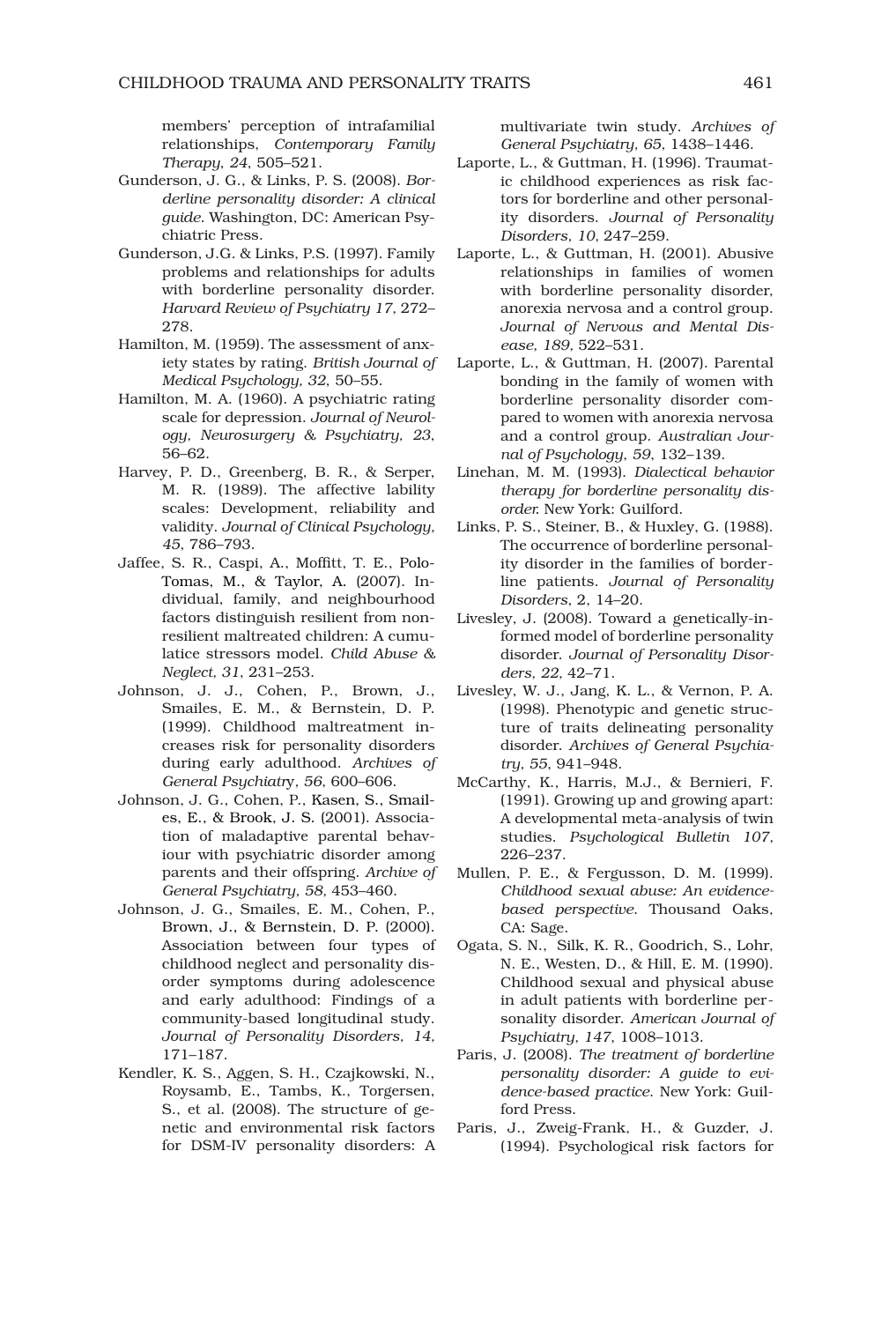members' perception of intrafamilial relationships, *Contemporary Family Therapy, 24*, 505–521.

Gunderson, J. G., & Links, P. S. (2008). *Borderline personality disorder: A clinical guide.* Washington, DC: American Psychiatric Press.

Gunderson, J.G. & Links, P.S. (1997). Family problems and relationships for adults with borderline personality disorder. *Harvard Review of Psychiatry 17*, 272–278.

Hamilton, M. (1959). The assessment of anxiety states by rating. *British Journal of Medical Psychology, 32*, 50–55.

Hamilton, M. A. (1960). A psychiatric rating scale for depression. *Journal of Neurology, Neurosurgery & Psychiatry, 23*, 56–62.

Harvey, P. D., Greenberg, B. R., & Serper, M. R. (1989). The affective lability scales: Development, reliability and validity. *Journal of Clinical Psychology, 45*, 786–793.

Jaffee, S. R., Caspi, A., Moffitt, T. E., Polo-Tomas, M., & Taylor, A. (2007). Individual, family, and neighbourhood factors distinguish resilient from non-resilient maltreated children: A cumulatice stressors model. *Child Abuse & Neglect, 31*, 231–253.

Johnson, J. J., Cohen, P., Brown, J., Smailes, E. M., & Bernstein, D. P. (1999). Childhood maltreatment increases risk for personality disorders during early adulthood. *Archives of General Psychiatry, 56*, 600–606.

Johnson, J. G., Cohen, P., Kasen, S., Smailes, E., & Brook, J. S. (2001). Association of maladaptive parental behaviour with psychiatric disorder among parents and their offspring. *Archive of General Psychiatry, 58,* 453–460.

Johnson, J. G., Smailes, E. M., Cohen, P., Brown, J., & Bernstein, D. P. (2000). Association between four types of childhood neglect and personality disorder symptoms during adolescence and early adulthood: Findings of a community-based longitudinal study. *Journal of Personality Disorders, 14,* 171–187.

Kendler, K. S., Aggen, S. H., Czajkowski, N., Roysamb, E., Tambs, K., Torgersen, S., et al. (2008). The structure of genetic and environmental risk factors for DSM-IV personality disorders: A multivariate twin study. *Archives of General Psychiatry, 65*, 1438–1446.

Laporte, L., & Guttman, H. (1996). Traumatic childhood experiences as risk factors for borderline and other personality disorders. *Journal of Personality Disorders, 10,* 247–259.

Laporte, L., & Guttman, H. (2001). Abusive relationships in families of women with borderline personality disorder, anorexia nervosa and a control group. *Journal of Nervous and Mental Disease, 189*, 522–531.

Laporte, L., & Guttman, H. (2007). Parental bonding in the family of women with borderline personality disorder compared to women with anorexia nervosa and a control group. *Australian Journal of Psychology, 59*, 132–139.

Linehan, M. M. (1993). *Dialectical behavior therapy for borderline personality disorder.* New York: Guilford.

Links, P. S., Steiner, B., & Huxley, G. (1988). The occurrence of borderline personality disorder in the families of borderline patients. *Journal of Personality Disorders, 2*, 14–20.

Livesley, J. (2008). Toward a genetically-informed model of borderline personality disorder. *Journal of Personality Disorders, 22,* 42–71.

Livesley, W. J., Jang, K. L., & Vernon, P. A. (1998). Phenotypic and genetic structure of traits delineating personality disorder. *Archives of General Psychiatry, 55*, 941–948.

McCarthy, K., Harris, M.J., & Bernieri, F. (1991). Growing up and growing apart: A developmental meta-analysis of twin studies. *Psychological Bulletin 107,* 226–237.

Mullen, P. E., & Fergusson, D. M. (1999). *Childhood sexual abuse: An evidence-based perspective.* Thousand Oaks, CA: Sage.

Ogata, S. N., Silk, K. R., Goodrich, S., Lohr, N. E., Westen, D., & Hill, E. M. (1990). Childhood sexual and physical abuse in adult patients with borderline personality disorder. *American Journal of Psychiatry, 147*, 1008–1013.

Paris, J. (2008). *The treatment of borderline personality disorder: A guide to evidence-based practice.* New York: Guilford Press.

Paris, J., Zweig-Frank, H., & Guzder, J. (1994). Psychological risk factors for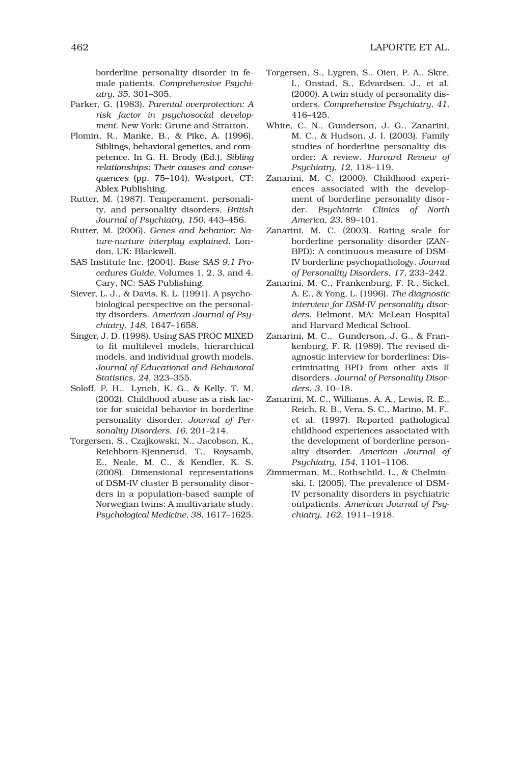borderline personality disorder in female patients. *Comprehensive Psychiatry, 35*, 301–305.

Parker, G. (1983). *Parental overprotection: A risk factor in psychosocial development*. New York: Grune and Stratton.

Plomin, R., Manke, B., & Pike, A. (1996). Siblings, behavioral genetics, and competence. In G. H. Brody (Ed.), *Sibling relationships: Their causes and consequences* (pp. 75–104). Westport, CT: Ablex Publishing.

Rutter, M. (1987). Temperament, personality, and personality disorders, *British Journal of Psychiatry, 150*, 443–456.

Rutter, M. (2006). *Genes and behavior: Nature-nurture interplay explained*. London, UK: Blackwell.

SAS Institute Inc. (2004). *Base SAS 9.1 Procedures Guide*, Volumes 1, 2, 3, and 4. Cary, NC: SAS Publishing.

Siever, L. J., & Davis, K. L. (1991). A psychobiological perspective on the personality disorders. *American Journal of Psychiatry, 148*, 1647–1658.

Singer, J. D. (1998). Using SAS PROC MIXED to fit multilevel models, hierarchical models, and individual growth models. *Journal of Educational and Behavioral Statistics, 24*, 323–355.

Soloff, P. H., Lynch, K. G., & Kelly, T. M. (2002). Childhood abuse as a risk factor for suicidal behavior in borderline personality disorder. *Journal of Personality Disorders, 16*, 201–214.

Torgersen, S., Czajkowski, N., Jacobson, K., Reichborn-Kjennerud, T., Roysamb, E., Neale, M. C., & Kendler, K. S. (2008). Dimensional representations of DSM-IV cluster B personality disorders in a population-based sample of Norwegian twins: A multivariate study. *Psychological Medicine, 38*, 1617–1625.

Torgersen, S., Lygren, S., Oien, P. A., Skre, I., Onstad, S., Edvardsen, J., et al. (2000). A twin study of personality disorders. *Comprehensive Psychiatry, 41*, 416–425.

White, C. N., Gunderson, J. G., Zanarini, M. C., & Hudson, J. I. (2003). Family studies of borderline personality disorder: A review. *Harvard Review of Psychiatry, 12*, 118–119.

Zanarini, M. C. (2000). Childhood experiences associated with the development of borderline personality disorder. *Psychiatric Clinics of North America, 23*, 89–101.

Zanarini, M. C. (2003). Rating scale for borderline personality disorder (ZAN-BPD): A continuous measure of DSM-IV borderline psychopathology. *Journal of Personality Disorders, 17*, 233–242.

Zanarini, M. C., Frankenburg, F. R., Sickel, A. E., & Yong, L. (1996). *The diagnostic interview for DSM-IV personality disorders*. Belmont, MA: McLean Hospital and Harvard Medical School.

Zanarini, M. C., Gunderson, J. G., & Frankenburg, F. R. (1989). The revised diagnostic interview for borderlines: Discriminating BPD from other axis II disorders. *Journal of Personality Disorders, 3*, 10–18.

Zanarini, M. C., Williams, A. A., Lewis, R. E., Reich, R. B., Vera, S. C., Marino, M. F., et al. (1997). Reported pathological childhood experiences associated with the development of borderline personality disorder. *American Journal of Psychiatry, 154*, 1101–1106.

Zimmerman, M., Rothschild, L., & Chelminski, I. (2005). The prevalence of DSM-IV personality disorders in psychiatric outpatients. *American Journal of Psychiatry, 162*, 1911–1918.